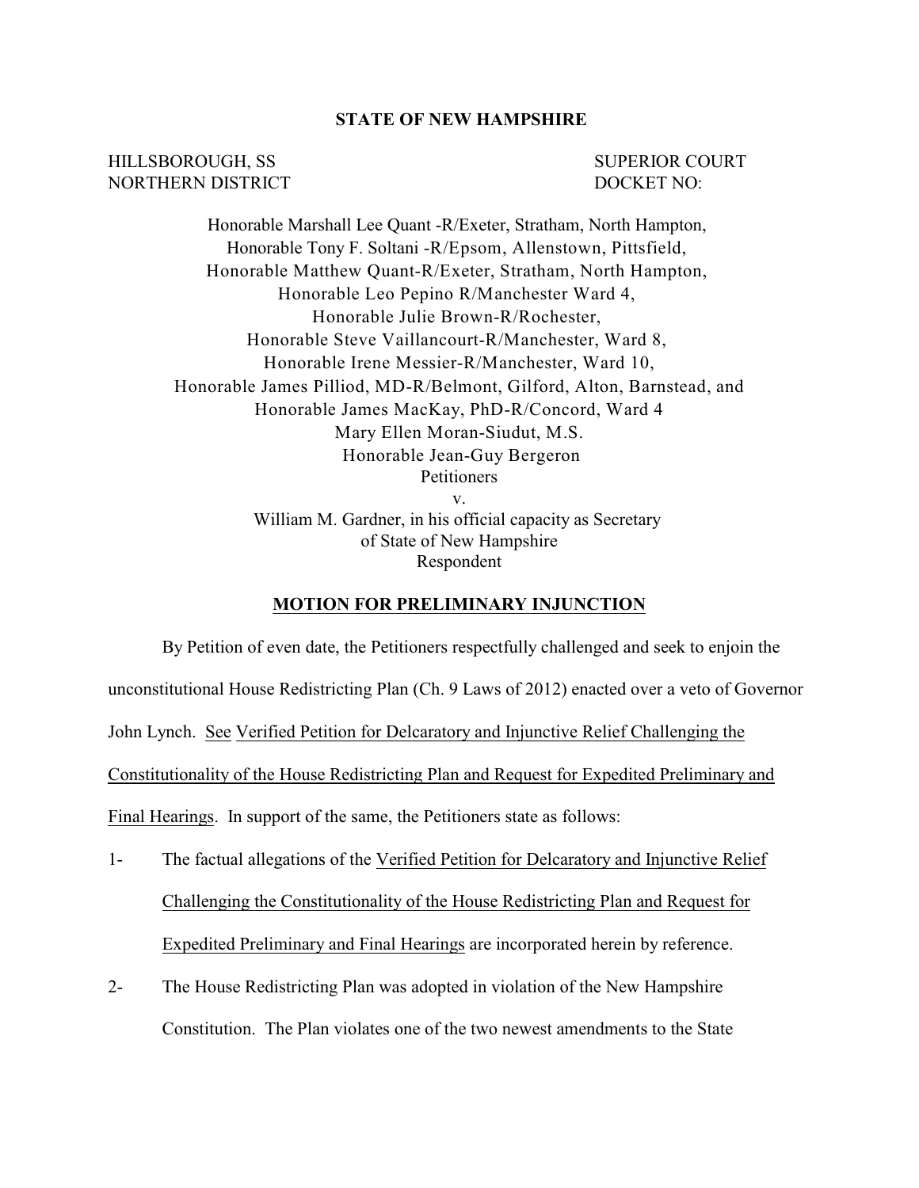**STATE OF NEW HAMPSHIRE**

HILLSBOROUGH, SS  
NORTHERN DISTRICT

SUPERIOR COURT  
DOCKET NO:

Honorable Marshall Lee Quant -R/Exeter, Stratham, North Hampton,  
Honorable Tony F. Soltani -R/Epsom, Allenstown, Pittsfield,  
Honorable Matthew Quant-R/Exeter, Stratham, North Hampton,  
Honorable Leo Pepino R/Manchester Ward 4,  
Honorable Julie Brown-R/Rochester,  
Honorable Steve Vaillancourt-R/Manchester, Ward 8,  
Honorable Irene Messier-R/Manchester, Ward 10,  
Honorable James Pilliod, MD-R/Belmont, Gilford, Alton, Barnstead, and  
Honorable James MacKay, PhD-R/Concord, Ward 4  
Mary Ellen Moran-Siudut, M.S.  
Honorable Jean-Guy Bergeron  
Petitioners  
v.  
William M. Gardner, in his official capacity as Secretary  
of State of New Hampshire  
Respondent

## MOTION FOR PRELIMINARY INJUNCTION

By Petition of even date, the Petitioners respectfully challenged and seek to enjoin the unconstitutional House Redistricting Plan (Ch. 9 Laws of 2012) enacted over a veto of Governor John Lynch. See Verified Petition for Delcaratory and Injunctive Relief Challenging the Constitutionality of the House Redistricting Plan and Request for Expedited Preliminary and Final Hearings. In support of the same, the Petitioners state as follows:

1- The factual allegations of the Verified Petition for Delcaratory and Injunctive Relief Challenging the Constitutionality of the House Redistricting Plan and Request for Expedited Preliminary and Final Hearings are incorporated herein by reference.

2- The House Redistricting Plan was adopted in violation of the New Hampshire Constitution. The Plan violates one of the two newest amendments to the State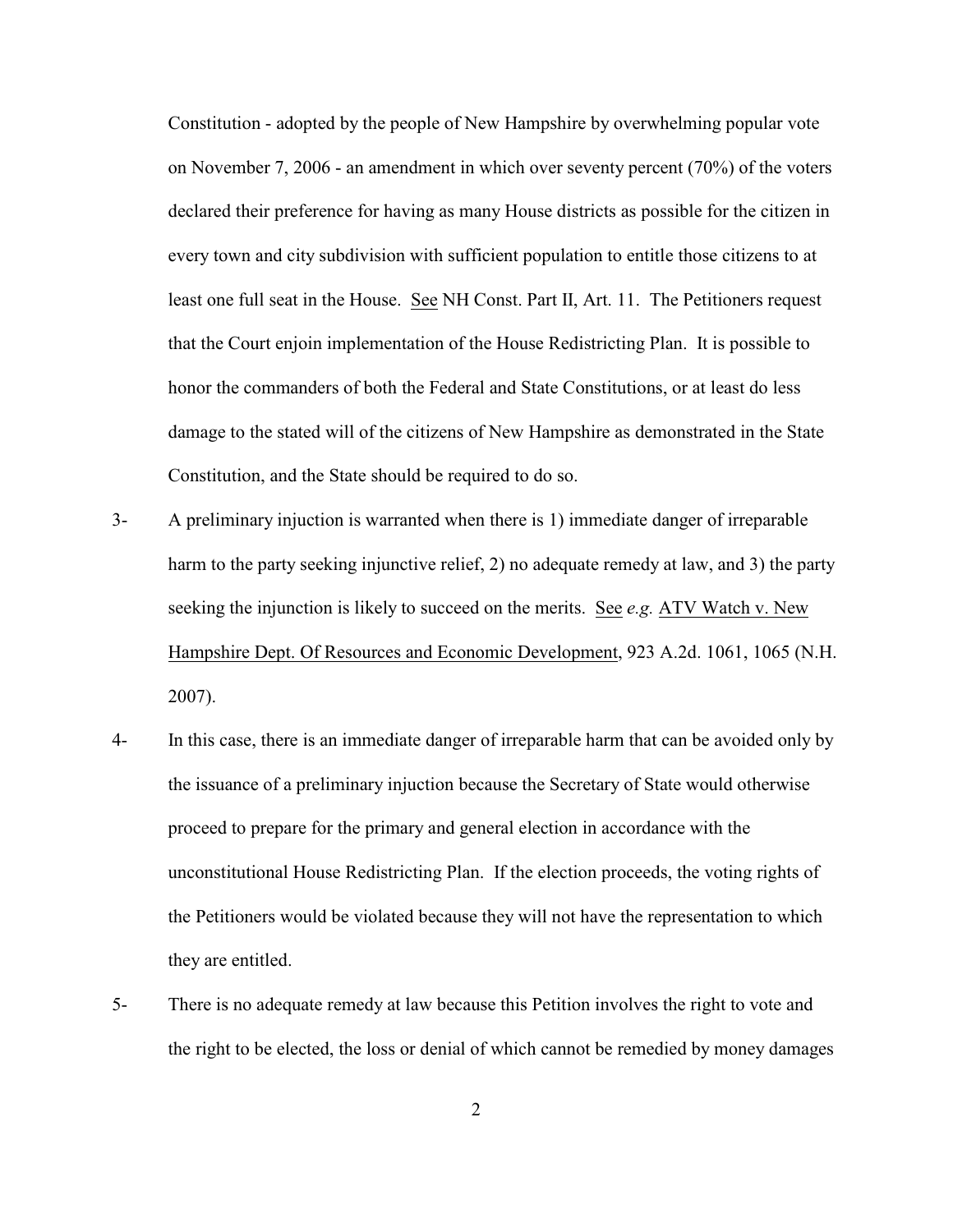Constitution - adopted by the people of New Hampshire by overwhelming popular vote on November 7, 2006 - an amendment in which over seventy percent (70%) of the voters declared their preference for having as many House districts as possible for the citizen in every town and city subdivision with sufficient population to entitle those citizens to at least one full seat in the House. See NH Const. Part II, Art. 11. The Petitioners request that the Court enjoin implementation of the House Redistricting Plan. It is possible to honor the commanders of both the Federal and State Constitutions, or at least do less damage to the stated will of the citizens of New Hampshire as demonstrated in the State Constitution, and the State should be required to do so.

3- A preliminary injuction is warranted when there is 1) immediate danger of irreparable harm to the party seeking injunctive relief, 2) no adequate remedy at law, and 3) the party seeking the injunction is likely to succeed on the merits. See *e.g.* ATV Watch v. New Hampshire Dept. Of Resources and Economic Development, 923 A.2d. 1061, 1065 (N.H. 2007).

4- In this case, there is an immediate danger of irreparable harm that can be avoided only by the issuance of a preliminary injunction because the Secretary of State would otherwise proceed to prepare for the primary and general election in accordance with the unconstitutional House Redistricting Plan. If the election proceeds, the voting rights of the Petitioners would be violated because they will not have the representation to which they are entitled.

5- There is no adequate remedy at law because this Petition involves the right to vote and the right to be elected, the loss or denial of which cannot be remedied by money damages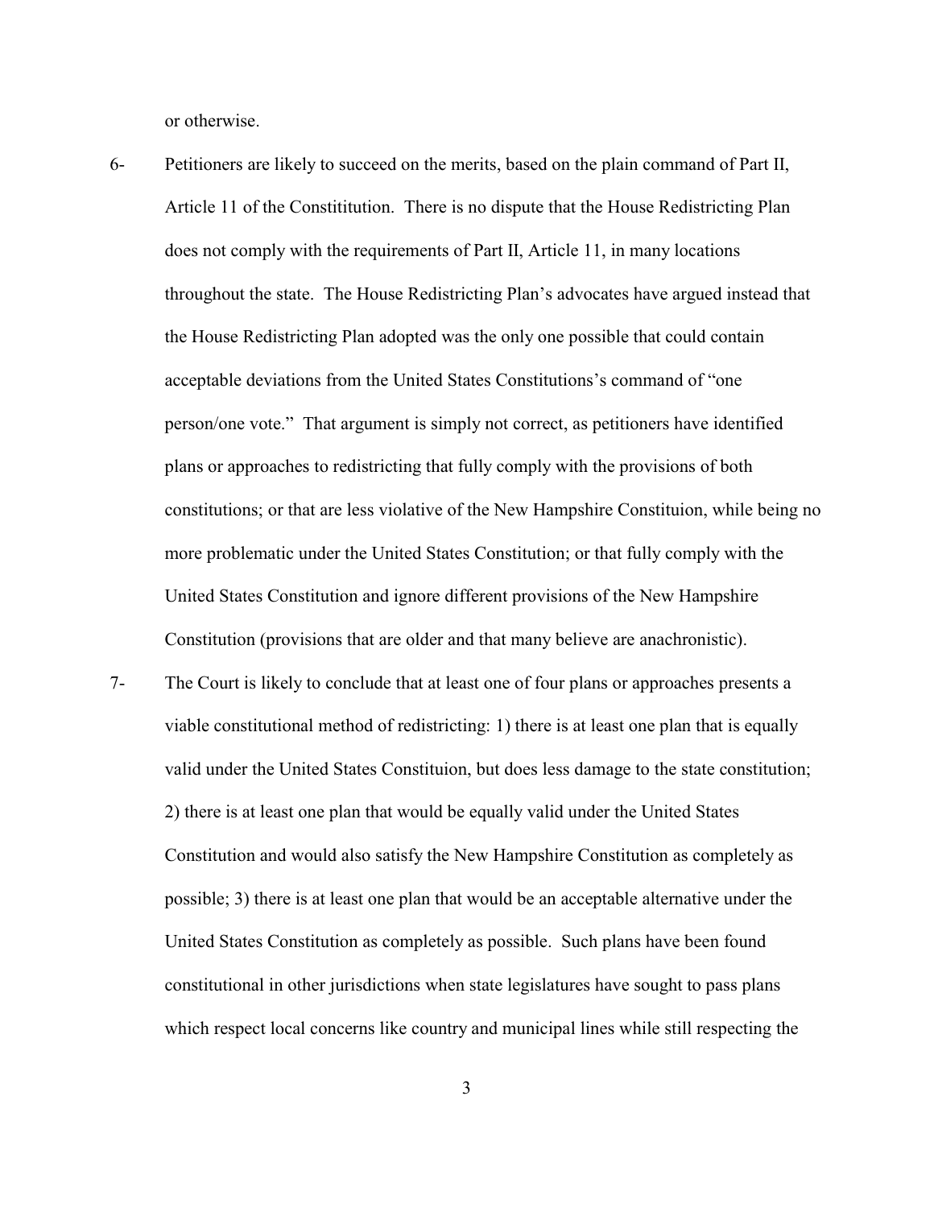or otherwise.

6- Petitioners are likely to succeed on the merits, based on the plain command of Part II, Article 11 of the Constititution. There is no dispute that the House Redistricting Plan does not comply with the requirements of Part II, Article 11, in many locations throughout the state. The House Redistricting Plan's advocates have argued instead that the House Redistricting Plan adopted was the only one possible that could contain acceptable deviations from the United States Constitutions's command of "one person/one vote." That argument is simply not correct, as petitioners have identified plans or approaches to redistricting that fully comply with the provisions of both constitutions; or that are less violative of the New Hampshire Constituion, while being no more problematic under the United States Constitution; or that fully comply with the United States Constitution and ignore different provisions of the New Hampshire Constitution (provisions that are older and that many believe are anachronistic).

7- The Court is likely to conclude that at least one of four plans or approaches presents a viable constitutional method of redistricting: 1) there is at least one plan that is equally valid under the United States Constituion, but does less damage to the state constitution; 2) there is at least one plan that would be equally valid under the United States Constitution and would also satisfy the New Hampshire Constitution as completely as possible; 3) there is at least one plan that would be an acceptable alternative under the United States Constitution as completely as possible. Such plans have been found constitutional in other jurisdictions when state legislatures have sought to pass plans which respect local concerns like country and municipal lines while still respecting the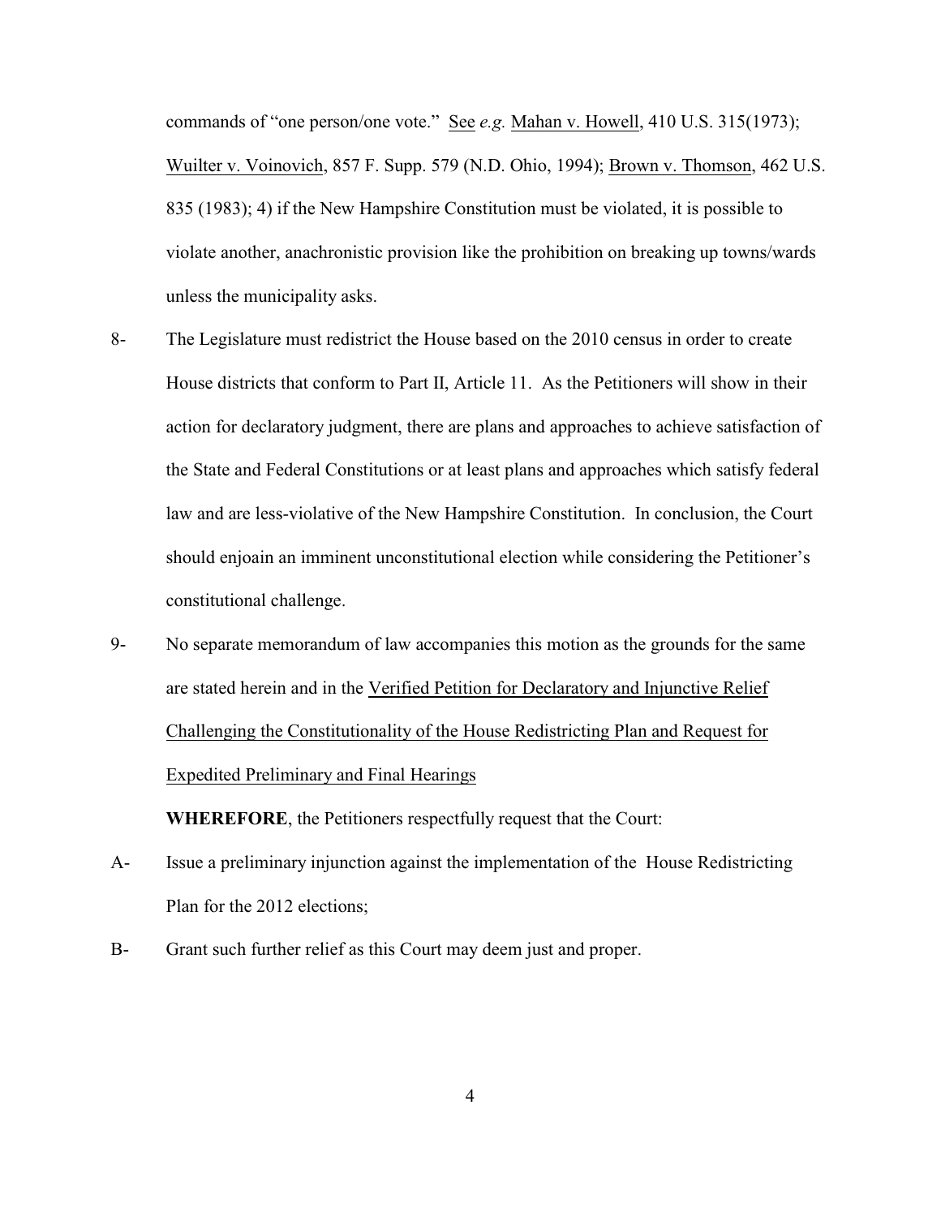commands of "one person/one vote." See *e.g.* Mahan v. Howell, 410 U.S. 315(1973); Wuilter v. Voinovich, 857 F. Supp. 579 (N.D. Ohio, 1994); Brown v. Thomson, 462 U.S. 835 (1983); 4) if the New Hampshire Constitution must be violated, it is possible to violate another, anachronistic provision like the prohibition on breaking up towns/wards unless the municipality asks.

8- The Legislature must redistrict the House based on the 2010 census in order to create House districts that conform to Part II, Article 11. As the Petitioners will show in their action for declaratory judgment, there are plans and approaches to achieve satisfaction of the State and Federal Constitutions or at least plans and approaches which satisfy federal law and are less-violative of the New Hampshire Constitution. In conclusion, the Court should enjoain an imminent unconstitutional election while considering the Petitioner's constitutional challenge.

9- No separate memorandum of law accompanies this motion as the grounds for the same are stated herein and in the Verified Petition for Declaratory and Injunctive Relief Challenging the Constitutionality of the House Redistricting Plan and Request for Expedited Preliminary and Final Hearings

**WHEREFORE**, the Petitioners respectfully request that the Court:

A- Issue a preliminary injunction against the implementation of the House Redistricting Plan for the 2012 elections;

B- Grant such further relief as this Court may deem just and proper.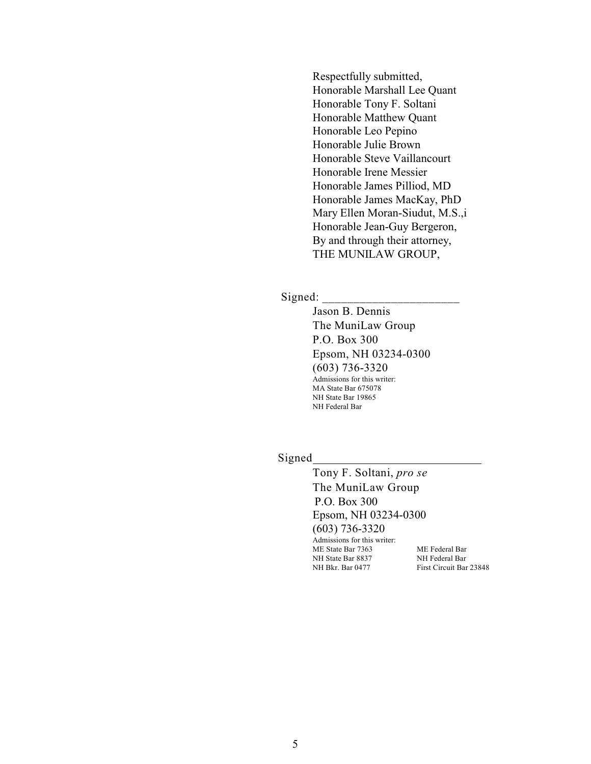Respectfully submitted,
Honorable Marshall Lee Quant
Honorable Tony F. Soltani
Honorable Matthew Quant
Honorable Leo Pepino
Honorable Julie Brown
Honorable Steve Vaillancourt
Honorable Irene Messier
Honorable James Pilliod, MD
Honorable James MacKay, PhD
Mary Ellen Moran-Siudut, M.S.,i
Honorable Jean-Guy Bergeron,
By and through their attorney,
THE MUNILAW GROUP,

Signed: ______________________

Jason B. Dennis
The MuniLaw Group
P.O. Box 300
Epsom, NH 03234-0300
(603) 736-3320
Admissions for this writer:
MA State Bar 675078
NH State Bar 19865
NH Federal Bar

Signed____________________________

Tony F. Soltani, *pro se*
The MuniLaw Group
P.O. Box 300
Epsom, NH 03234-0300
(603) 736-3320
Admissions for this writer:

| | |
|---|---|
| ME State Bar 7363 | ME Federal Bar |
| NH State Bar 8837 | NH Federal Bar |
| NH Bkr. Bar 0477 | First Circuit Bar 23848 |